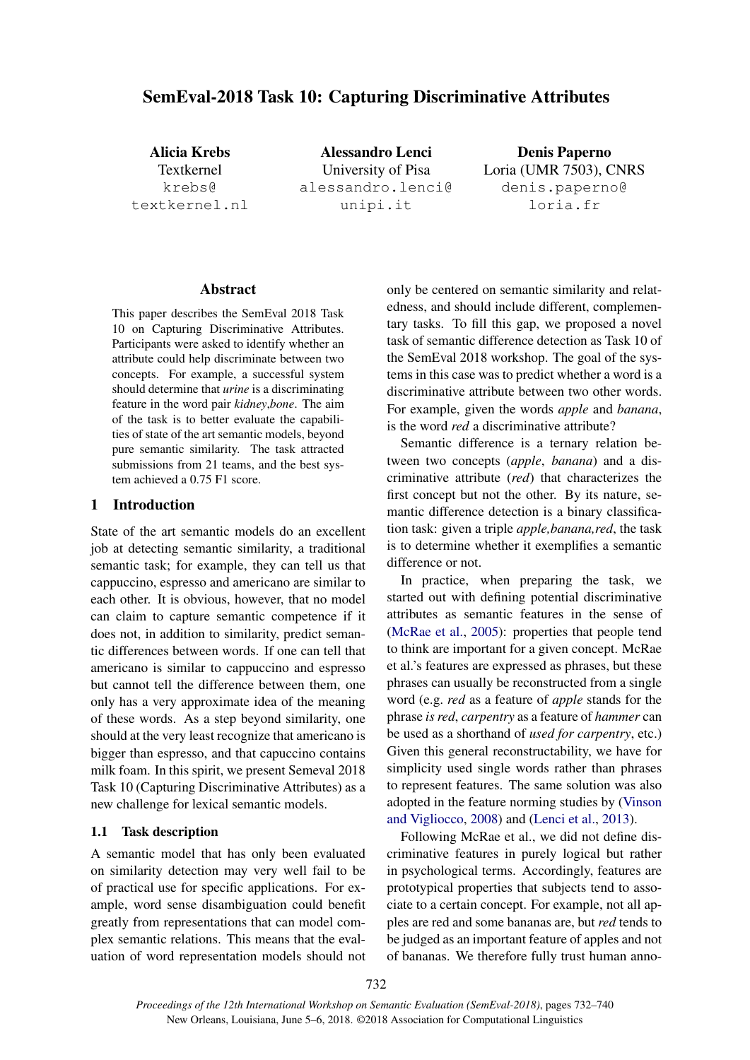# SemEval-2018 Task 10: Capturing Discriminative Attributes

**Alicia Krebs**
Textkernel
krebs@textkernel.nl

**Alessandro Lenci**
University of Pisa
alessandro.lenci@unipi.it

**Denis Paperno**
Loria (UMR 7503), CNRS
denis.paperno@loria.fr

## Abstract

This paper describes the SemEval 2018 Task 10 on Capturing Discriminative Attributes. Participants were asked to identify whether an attribute could help discriminate between two concepts. For example, a successful system should determine that *urine* is a discriminating feature in the word pair *kidney*,*bone*. The aim of the task is to better evaluate the capabilities of state of the art semantic models, beyond pure semantic similarity. The task attracted submissions from 21 teams, and the best system achieved a 0.75 F1 score.

## 1 Introduction

State of the art semantic models do an excellent job at detecting semantic similarity, a traditional semantic task; for example, they can tell us that cappuccino, espresso and americano are similar to each other. It is obvious, however, that no model can claim to capture semantic competence if it does not, in addition to similarity, predict semantic differences between words. If one can tell that americano is similar to cappuccino and espresso but cannot tell the difference between them, one only has a very approximate idea of the meaning of these words. As a step beyond similarity, one should at the very least recognize that americano is bigger than espresso, and that capuccino contains milk foam. In this spirit, we present Semeval 2018 Task 10 (Capturing Discriminative Attributes) as a new challenge for lexical semantic models.

### 1.1 Task description

A semantic model that has only been evaluated on similarity detection may very well fail to be of practical use for specific applications. For example, word sense disambiguation could benefit greatly from representations that can model complex semantic relations. This means that the evaluation of word representation models should not only be centered on semantic similarity and relatedness, and should include different, complementary tasks. To fill this gap, we proposed a novel task of semantic difference detection as Task 10 of the SemEval 2018 workshop. The goal of the systems in this case was to predict whether a word is a discriminative attribute between two other words. For example, given the words *apple* and *banana*, is the word *red* a discriminative attribute?

Semantic difference is a ternary relation between two concepts (*apple*, *banana*) and a discriminative attribute (*red*) that characterizes the first concept but not the other. By its nature, semantic difference detection is a binary classification task: given a triple *apple,banana,red*, the task is to determine whether it exemplifies a semantic difference or not.

In practice, when preparing the task, we started out with defining potential discriminative attributes as semantic features in the sense of (McRae et al., 2005): properties that people tend to think are important for a given concept. McRae et al.'s features are expressed as phrases, but these phrases can usually be reconstructed from a single word (e.g. *red* as a feature of *apple* stands for the phrase *is red*, *carpentry* as a feature of *hammer* can be used as a shorthand of *used for carpentry*, etc.) Given this general reconstructability, we have for simplicity used single words rather than phrases to represent features. The same solution was also adopted in the feature norming studies by (Vinson and Vigliocco, 2008) and (Lenci et al., 2013).

Following McRae et al., we did not define discriminative features in purely logical but rather in psychological terms. Accordingly, features are prototypical properties that subjects tend to associate to a certain concept. For example, not all apples are red and some bananas are, but *red* tends to be judged as an important feature of apples and not of bananas. We therefore fully trust human anno-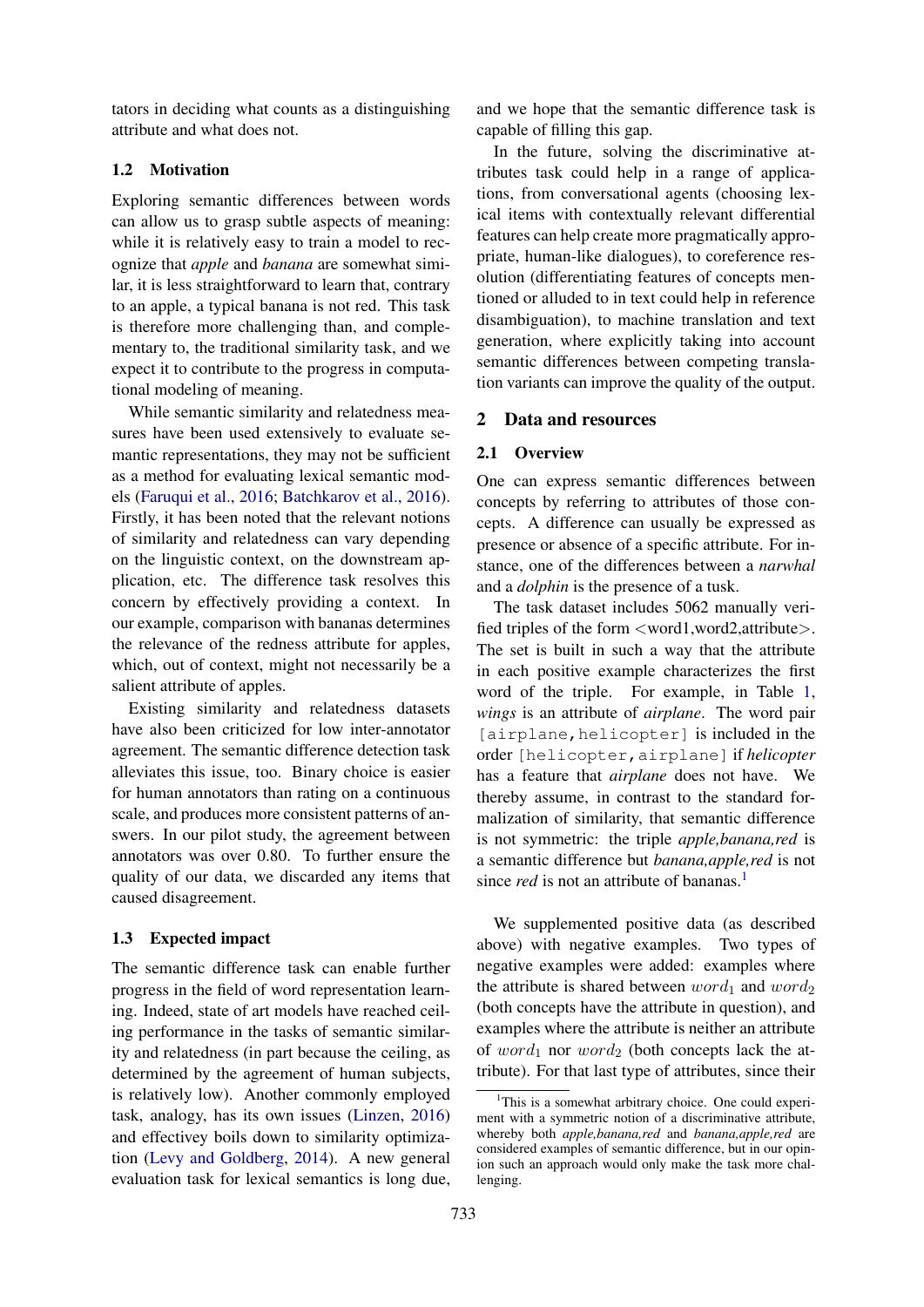tators in deciding what counts as a distinguishing attribute and what does not.

### 1.2 Motivation

Exploring semantic differences between words can allow us to grasp subtle aspects of meaning: while it is relatively easy to train a model to recognize that *apple* and *banana* are somewhat similar, it is less straightforward to learn that, contrary to an apple, a typical banana is not red. This task is therefore more challenging than, and complementary to, the traditional similarity task, and we expect it to contribute to the progress in computational modeling of meaning.

While semantic similarity and relatedness measures have been used extensively to evaluate semantic representations, they may not be sufficient as a method for evaluating lexical semantic models (Faruqui et al., 2016; Batchkarov et al., 2016). Firstly, it has been noted that the relevant notions of similarity and relatedness can vary depending on the linguistic context, on the downstream application, etc. The difference task resolves this concern by effectively providing a context. In our example, comparison with bananas determines the relevance of the redness attribute for apples, which, out of context, might not necessarily be a salient attribute of apples.

Existing similarity and relatedness datasets have also been criticized for low inter-annotator agreement. The semantic difference detection task alleviates this issue, too. Binary choice is easier for human annotators than rating on a continuous scale, and produces more consistent patterns of answers. In our pilot study, the agreement between annotators was over 0.80. To further ensure the quality of our data, we discarded any items that caused disagreement.

### 1.3 Expected impact

The semantic difference task can enable further progress in the field of word representation learning. Indeed, state of art models have reached ceiling performance in the tasks of semantic similarity and relatedness (in part because the ceiling, as determined by the agreement of human subjects, is relatively low). Another commonly employed task, analogy, has its own issues (Linzen, 2016) and effectivey boils down to similarity optimization (Levy and Goldberg, 2014). A new general evaluation task for lexical semantics is long due, and we hope that the semantic difference task is capable of filling this gap.

In the future, solving the discriminative attributes task could help in a range of applications, from conversational agents (choosing lexical items with contextually relevant differential features can help create more pragmatically appropriate, human-like dialogues), to coreference resolution (differentiating features of concepts mentioned or alluded to in text could help in reference disambiguation), to machine translation and text generation, where explicitly taking into account semantic differences between competing translation variants can improve the quality of the output.

## 2 Data and resources

### 2.1 Overview

One can express semantic differences between concepts by referring to attributes of those concepts. A difference can usually be expressed as presence or absence of a specific attribute. For instance, one of the differences between a *narwhal* and a *dolphin* is the presence of a tusk.

The task dataset includes 5062 manually verified triples of the form <word1,word2,attribute>. The set is built in such a way that the attribute in each positive example characterizes the first word of the triple. For example, in Table 1, *wings* is an attribute of *airplane*. The word pair `[airplane,helicopter]` is included in the order `[helicopter,airplane]` if *helicopter* has a feature that *airplane* does not have. We thereby assume, in contrast to the standard formalization of similarity, that semantic difference is not symmetric: the triple *apple,banana,red* is a semantic difference but *banana,apple,red* is not since *red* is not an attribute of bananas.[1]

We supplemented positive data (as described above) with negative examples. Two types of negative examples were added: examples where the attribute is shared between $word_1$ and $word_2$ (both concepts have the attribute in question), and examples where the attribute is neither an attribute of $word_1$ nor $word_2$ (both concepts lack the attribute). For that last type of attributes, since their

[1] This is a somewhat arbitrary choice. One could experiment with a symmetric notion of a discriminative attribute, whereby both *apple,banana,red* and *banana,apple,red* are considered examples of semantic difference, but in our opinion such an approach would only make the task more challenging.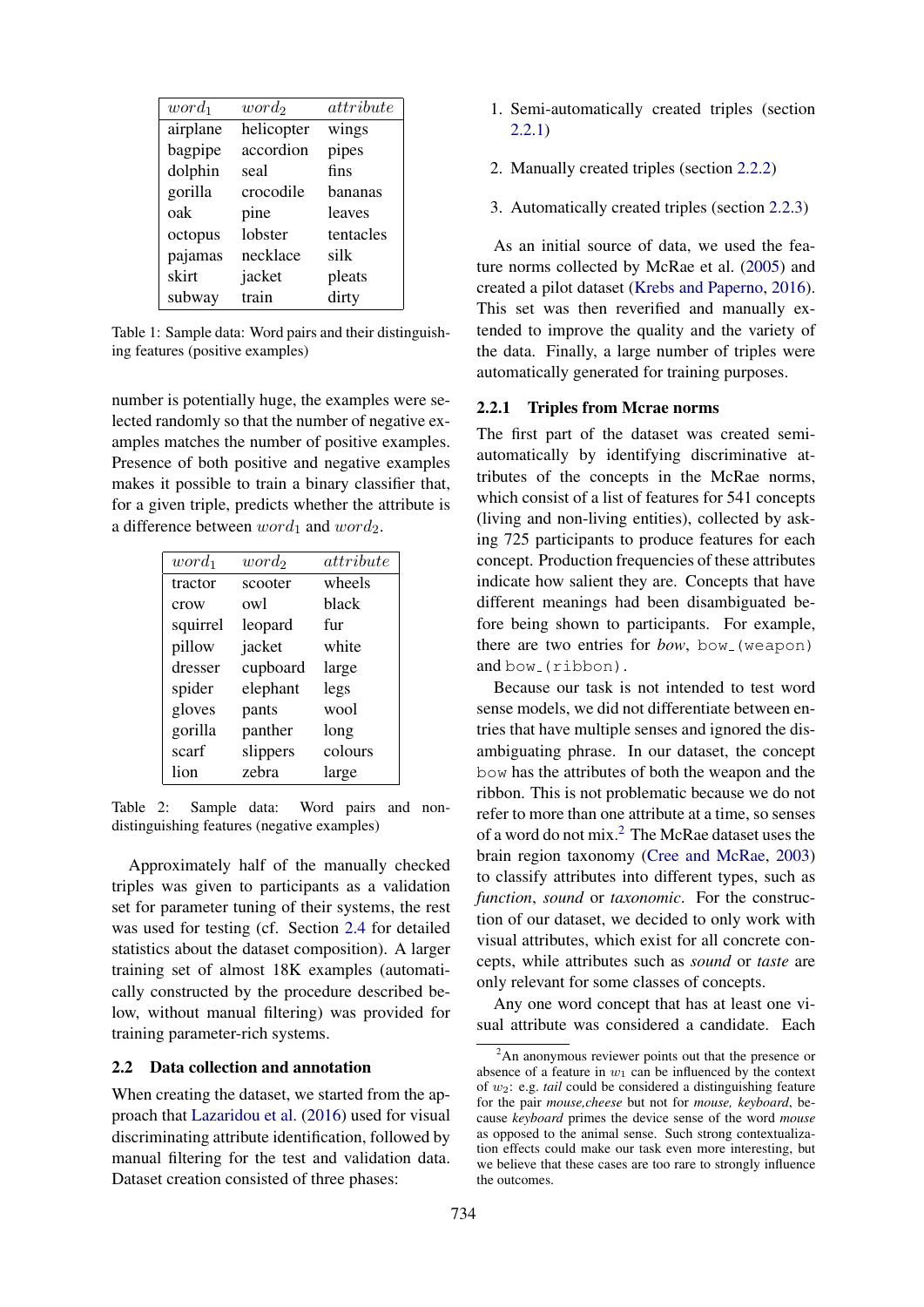| $word_1$ | $word_2$ | $attribute$ |
|---|---|---|
| airplane | helicopter | wings |
| bagpipe | accordion | pipes |
| dolphin | seal | fins |
| gorilla | crocodile | bananas |
| oak | pine | leaves |
| octopus | lobster | tentacles |
| pajamas | necklace | silk |
| skirt | jacket | pleats |
| subway | train | dirty |

Table 1: Sample data: Word pairs and their distinguishing features (positive examples)

number is potentially huge, the examples were selected randomly so that the number of negative examples matches the number of positive examples. Presence of both positive and negative examples makes it possible to train a binary classifier that, for a given triple, predicts whether the attribute is a difference between $word_1$ and $word_2$.

| $word_1$ | $word_2$ | $attribute$ |
|---|---|---|
| tractor | scooter | wheels |
| crow | owl | black |
| squirrel | leopard | fur |
| pillow | jacket | white |
| dresser | cupboard | large |
| spider | elephant | legs |
| gloves | pants | wool |
| gorilla | panther | long |
| scarf | slippers | colours |
| lion | zebra | large |

Table 2: Sample data: Word pairs and non-distinguishing features (negative examples)

Approximately half of the manually checked triples was given to participants as a validation set for parameter tuning of their systems, the rest was used for testing (cf. Section 2.4 for detailed statistics about the dataset composition). A larger training set of almost 18K examples (automatically constructed by the procedure described below, without manual filtering) was provided for training parameter-rich systems.

## 2.2 Data collection and annotation

When creating the dataset, we started from the approach that Lazaridou et al. (2016) used for visual discriminating attribute identification, followed by manual filtering for the test and validation data. Dataset creation consisted of three phases:

1. Semi-automatically created triples (section 2.2.1)

2. Manually created triples (section 2.2.2)

3. Automatically created triples (section 2.2.3)

As an initial source of data, we used the feature norms collected by McRae et al. (2005) and created a pilot dataset (Krebs and Paperno, 2016). This set was then reverified and manually extended to improve the quality and the variety of the data. Finally, a large number of triples were automatically generated for training purposes.

### 2.2.1 Triples from Mcrae norms

The first part of the dataset was created semi-automatically by identifying discriminative attributes of the concepts in the McRae norms, which consist of a list of features for 541 concepts (living and non-living entities), collected by asking 725 participants to produce features for each concept. Production frequencies of these attributes indicate how salient they are. Concepts that have different meanings had been disambiguated before being shown to participants. For example, there are two entries for *bow*, `bow_(weapon)` and `bow_(ribbon)`.

Because our task is not intended to test word sense models, we did not differentiate between entries that have multiple senses and ignored the disambiguating phrase. In our dataset, the concept `bow` has the attributes of both the weapon and the ribbon. This is not problematic because we do not refer to more than one attribute at a time, so senses of a word do not mix.[2] The McRae dataset uses the brain region taxonomy (Cree and McRae, 2003) to classify attributes into different types, such as *function*, *sound* or *taxonomic*. For the construction of our dataset, we decided to only work with visual attributes, which exist for all concrete concepts, while attributes such as *sound* or *taste* are only relevant for some classes of concepts.

Any one word concept that has at least one visual attribute was considered a candidate. Each

[2] An anonymous reviewer points out that the presence or absence of a feature in $w_1$ can be influenced by the context of $w_2$: e.g. *tail* could be considered a distinguishing feature for the pair *mouse,cheese* but not for *mouse, keyboard*, because *keyboard* primes the device sense of the word *mouse* as opposed to the animal sense. Such strong contextualization effects could make our task even more interesting, but we believe that these cases are too rare to strongly influence the outcomes.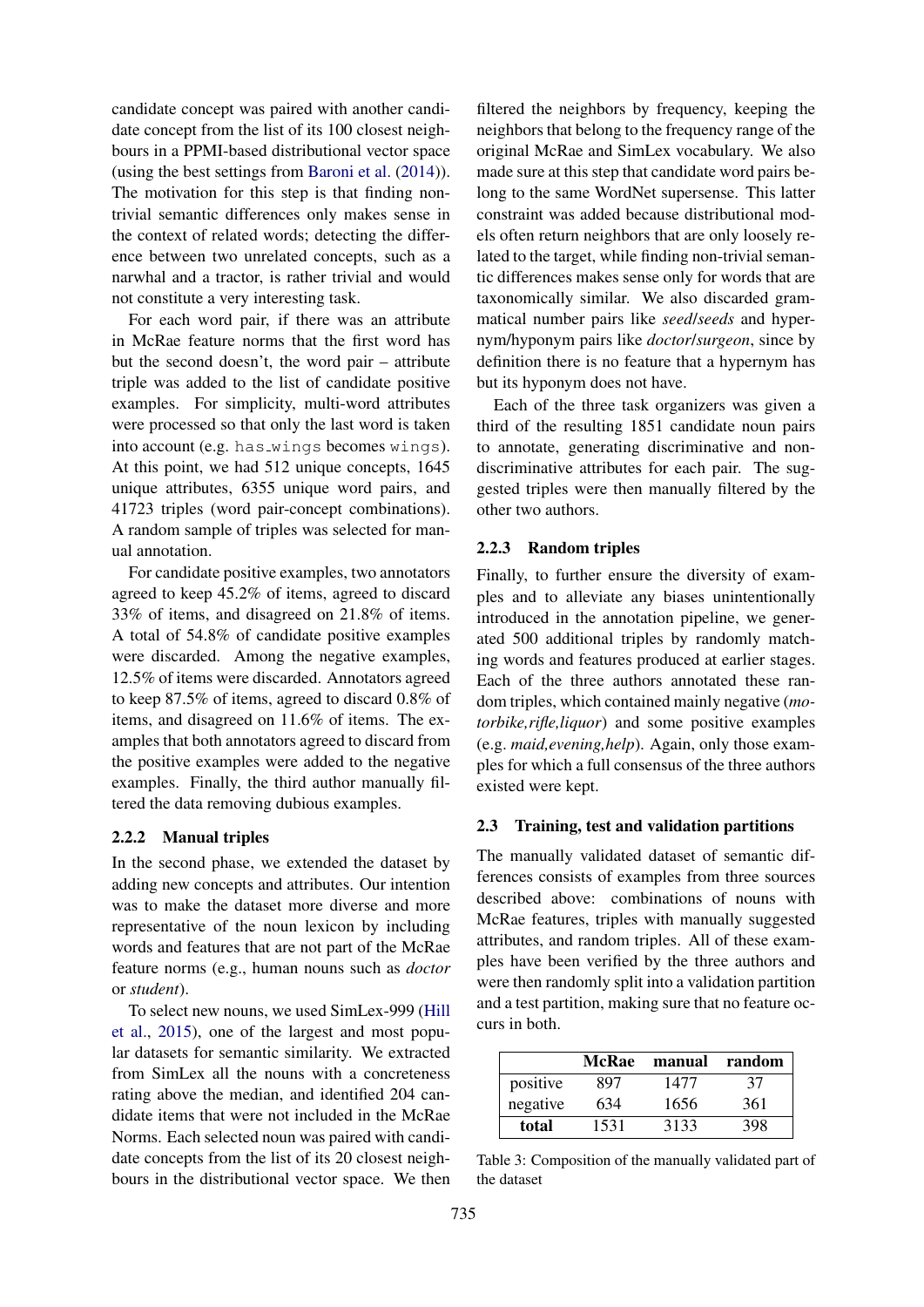candidate concept was paired with another candidate concept from the list of its 100 closest neighbours in a PPMI-based distributional vector space (using the best settings from Baroni et al. (2014)). The motivation for this step is that finding non-trivial semantic differences only makes sense in the context of related words; detecting the difference between two unrelated concepts, such as a narwhal and a tractor, is rather trivial and would not constitute a very interesting task.

For each word pair, if there was an attribute in McRae feature norms that the first word has but the second doesn't, the word pair – attribute triple was added to the list of candidate positive examples. For simplicity, multi-word attributes were processed so that only the last word is taken into account (e.g. `has_wings` becomes `wings`). At this point, we had 512 unique concepts, 1645 unique attributes, 6355 unique word pairs, and 41723 triples (word pair-concept combinations). A random sample of triples was selected for manual annotation.

For candidate positive examples, two annotators agreed to keep 45.2% of items, agreed to discard 33% of items, and disagreed on 21.8% of items. A total of 54.8% of candidate positive examples were discarded. Among the negative examples, 12.5% of items were discarded. Annotators agreed to keep 87.5% of items, agreed to discard 0.8% of items, and disagreed on 11.6% of items. The examples that both annotators agreed to discard from the positive examples were added to the negative examples. Finally, the third author manually filtered the data removing dubious examples.

### 2.2.2 Manual triples

In the second phase, we extended the dataset by adding new concepts and attributes. Our intention was to make the dataset more diverse and more representative of the noun lexicon by including words and features that are not part of the McRae feature norms (e.g., human nouns such as *doctor* or *student*).

To select new nouns, we used SimLex-999 (Hill et al., 2015), one of the largest and most popular datasets for semantic similarity. We extracted from SimLex all the nouns with a concreteness rating above the median, and identified 204 candidate items that were not included in the McRae Norms. Each selected noun was paired with candidate concepts from the list of its 20 closest neighbours in the distributional vector space. We then filtered the neighbors by frequency, keeping the neighbors that belong to the frequency range of the original McRae and SimLex vocabulary. We also made sure at this step that candidate word pairs belong to the same WordNet supersense. This latter constraint was added because distributional models often return neighbors that are only loosely related to the target, while finding non-trivial semantic differences makes sense only for words that are taxonomically similar. We also discarded grammatical number pairs like *seed*/*seeds* and hypernym/hyponym pairs like *doctor*/*surgeon*, since by definition there is no feature that a hypernym has but its hyponym does not have.

Each of the three task organizers was given a third of the resulting 1851 candidate noun pairs to annotate, generating discriminative and non-discriminative attributes for each pair. The suggested triples were then manually filtered by the other two authors.

### 2.2.3 Random triples

Finally, to further ensure the diversity of examples and to alleviate any biases unintentionally introduced in the annotation pipeline, we generated 500 additional triples by randomly matching words and features produced at earlier stages. Each of the three authors annotated these random triples, which contained mainly negative (*motorbike,rifle,liquor*) and some positive examples (e.g. *maid,evening,help*). Again, only those examples for which a full consensus of the three authors existed were kept.

## 2.3 Training, test and validation partitions

The manually validated dataset of semantic differences consists of examples from three sources described above: combinations of nouns with McRae features, triples with manually suggested attributes, and random triples. All of these examples have been verified by the three authors and were then randomly split into a validation partition and a test partition, making sure that no feature occurs in both.

| | **McRae** | **manual** | **random** |
|---|---|---|---|
| positive | 897 | 1477 | 37 |
| negative | 634 | 1656 | 361 |
| **total** | 1531 | 3133 | 398 |

Table 3: Composition of the manually validated part of the dataset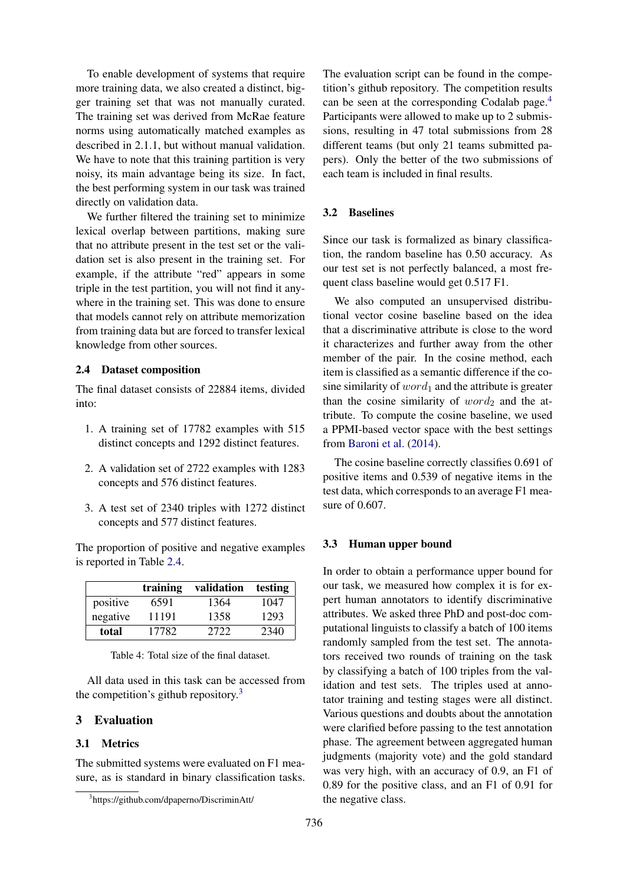To enable development of systems that require more training data, we also created a distinct, bigger training set that was not manually curated. The training set was derived from McRae feature norms using automatically matched examples as described in 2.1.1, but without manual validation. We have to note that this training partition is very noisy, its main advantage being its size. In fact, the best performing system in our task was trained directly on validation data.

We further filtered the training set to minimize lexical overlap between partitions, making sure that no attribute present in the test set or the validation set is also present in the training set. For example, if the attribute "red" appears in some triple in the test partition, you will not find it anywhere in the training set. This was done to ensure that models cannot rely on attribute memorization from training data but are forced to transfer lexical knowledge from other sources.

### 2.4 Dataset composition

The final dataset consists of 22884 items, divided into:

1. A training set of 17782 examples with 515 distinct concepts and 1292 distinct features.
2. A validation set of 2722 examples with 1283 concepts and 576 distinct features.
3. A test set of 2340 triples with 1272 distinct concepts and 577 distinct features.

The proportion of positive and negative examples is reported in Table 2.4.

| | **training** | **validation** | **testing** |
|---|---|---|---|
| positive | 6591 | 1364 | 1047 |
| negative | 11191 | 1358 | 1293 |
| **total** | 17782 | 2722 | 2340 |

Table 4: Total size of the final dataset.

All data used in this task can be accessed from the competition's github repository.[3]

## 3 Evaluation

### 3.1 Metrics

The submitted systems were evaluated on F1 measure, as is standard in binary classification tasks. The evaluation script can be found in the competition's github repository. The competition results can be seen at the corresponding Codalab page.[4] Participants were allowed to make up to 2 submissions, resulting in 47 total submissions from 28 different teams (but only 21 teams submitted papers). Only the better of the two submissions of each team is included in final results.

### 3.2 Baselines

Since our task is formalized as binary classification, the random baseline has 0.50 accuracy. As our test set is not perfectly balanced, a most frequent class baseline would get 0.517 F1.

We also computed an unsupervised distributional vector cosine baseline based on the idea that a discriminative attribute is close to the word it characterizes and further away from the other member of the pair. In the cosine method, each item is classified as a semantic difference if the cosine similarity of $word_1$ and the attribute is greater than the cosine similarity of $word_2$ and the attribute. To compute the cosine baseline, we used a PPMI-based vector space with the best settings from Baroni et al. (2014).

The cosine baseline correctly classifies 0.691 of positive items and 0.539 of negative items in the test data, which corresponds to an average F1 measure of 0.607.

### 3.3 Human upper bound

In order to obtain a performance upper bound for our task, we measured how complex it is for expert human annotators to identify discriminative attributes. We asked three PhD and post-doc computational linguists to classify a batch of 100 items randomly sampled from the test set. The annotators received two rounds of training on the task by classifying a batch of 100 triples from the validation and test sets. The triples used at annotator training and testing stages were all distinct. Various questions and doubts about the annotation were clarified before passing to the test annotation phase. The agreement between aggregated human judgments (majority vote) and the gold standard was very high, with an accuracy of 0.9, an F1 of 0.89 for the positive class, and an F1 of 0.91 for the negative class.

[3] https://github.com/dpaperno/DiscriminAtt/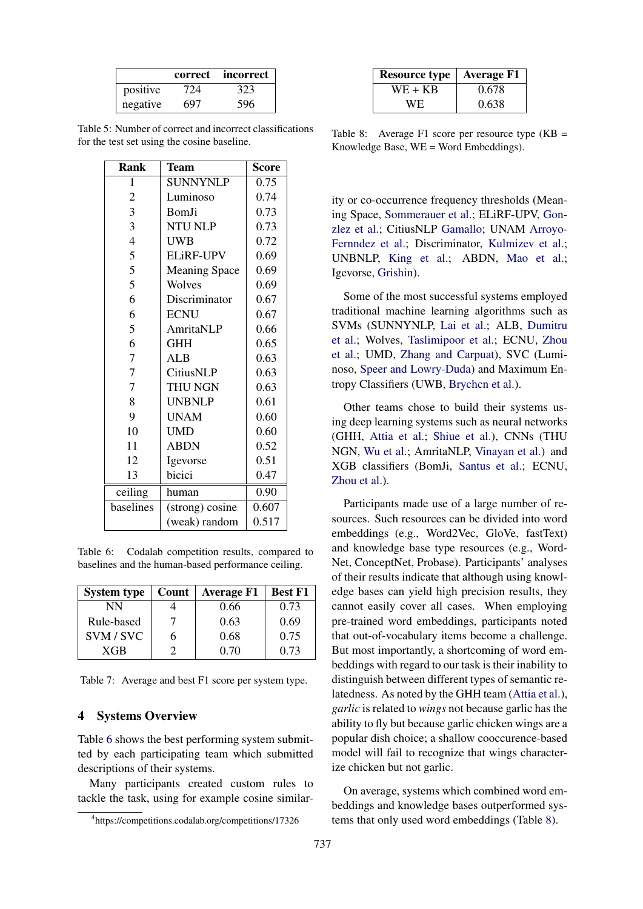|  | correct | incorrect |
|---|---|---|
| positive | 724 | 323 |
| negative | 697 | 596 |

Table 5: Number of correct and incorrect classifications for the test set using the cosine baseline.

| Rank | Team | Score |
|---|---|---|
| 1 | SUNNYNLP | 0.75 |
| 2 | Luminoso | 0.74 |
| 3 | BomJi | 0.73 |
| 3 | NTU NLP | 0.73 |
| 4 | UWB | 0.72 |
| 5 | ELiRF-UPV | 0.69 |
| 5 | Meaning Space | 0.69 |
| 5 | Wolves | 0.69 |
| 6 | Discriminator | 0.67 |
| 6 | ECNU | 0.67 |
| 5 | AmritaNLP | 0.66 |
| 6 | GHH | 0.65 |
| 7 | ALB | 0.63 |
| 7 | CitiusNLP | 0.63 |
| 7 | THU NGN | 0.63 |
| 8 | UNBNLP | 0.61 |
| 9 | UNAM | 0.60 |
| 10 | UMD | 0.60 |
| 11 | ABDN | 0.52 |
| 12 | Igevorse | 0.51 |
| 13 | bicici | 0.47 |
| ceiling | human | 0.90 |
| baselines | (strong) cosine | 0.607 |
|  | (weak) random | 0.517 |

Table 6: Codalab competition results, compared to baselines and the human-based performance ceiling.

| System type | Count | Average F1 | Best F1 |
|---|---|---|---|
| NN | 4 | 0.66 | 0.73 |
| Rule-based | 7 | 0.63 | 0.69 |
| SVM / SVC | 6 | 0.68 | 0.75 |
| XGB | 2 | 0.70 | 0.73 |

Table 7: Average and best F1 score per system type.

## 4 Systems Overview

Table 6 shows the best performing system submitted by each participating team which submitted descriptions of their systems.

Many participants created custom rules to tackle the task, using for example cosine similarity or co-occurrence frequency thresholds (Meaning Space, Sommerauer et al.; ELiRF-UPV, Gonzlez et al.; CitiusNLP Gamallo; UNAM Arroyo-Fernndez et al.; Discriminator, Kulmizev et al.; UNBNLP, King et al.; ABDN, Mao et al.; Igevorse, Grishin).

[4]https://competitions.codalab.org/competitions/17326

| Resource type | Average F1 |
|---|---|
| WE + KB | 0.678 |
| WE | 0.638 |

Table 8: Average F1 score per resource type (KB = Knowledge Base, WE = Word Embeddings).

Some of the most successful systems employed traditional machine learning algorithms such as SVMs (SUNNYNLP, Lai et al.; ALB, Dumitru et al.; Wolves, Taslimipoor et al.; ECNU, Zhou et al.; UMD, Zhang and Carpuat), SVC (Luminoso, Speer and Lowry-Duda) and Maximum Entropy Classifiers (UWB, Brychcn et al.).

Other teams chose to build their systems using deep learning systems such as neural networks (GHH, Attia et al.; Shiue et al.), CNNs (THU NGN, Wu et al.; AmritaNLP, Vinayan et al.) and XGB classifiers (BomJi, Santus et al.; ECNU, Zhou et al.).

Participants made use of a large number of resources. Such resources can be divided into word embeddings (e.g., Word2Vec, GloVe, fastText) and knowledge base type resources (e.g., WordNet, ConceptNet, Probase). Participants' analyses of their results indicate that although using knowledge bases can yield high precision results, they cannot easily cover all cases. When employing pre-trained word embeddings, participants noted that out-of-vocabulary items become a challenge. But most importantly, a shortcoming of word embeddings with regard to our task is their inability to distinguish between different types of semantic relatedness. As noted by the GHH team (Attia et al.), *garlic* is related to *wings* not because garlic has the ability to fly but because garlic chicken wings are a popular dish choice; a shallow cooccurence-based model will fail to recognize that wings characterize chicken but not garlic.

On average, systems which combined word embeddings and knowledge bases outperformed systems that only used word embeddings (Table 8).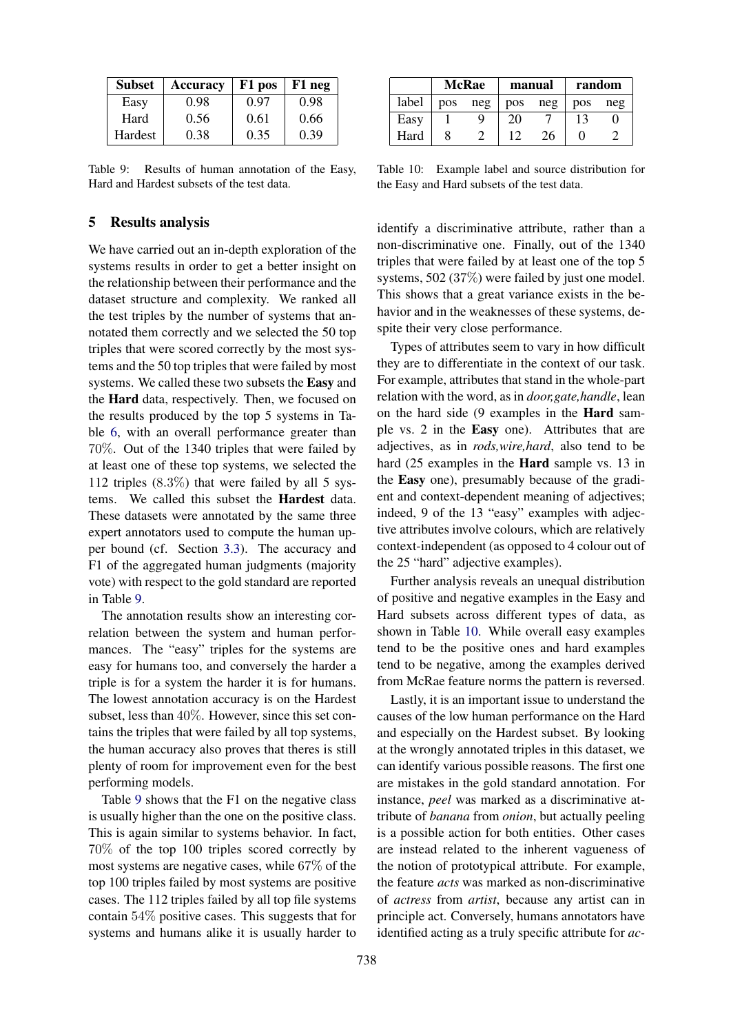| Subset | Accuracy | F1 pos | F1 neg |
|---|---|---|---|
| Easy | 0.98 | 0.97 | 0.98 |
| Hard | 0.56 | 0.61 | 0.66 |
| Hardest | 0.38 | 0.35 | 0.39 |

Table 9: Results of human annotation of the Easy, Hard and Hardest subsets of the test data.

| | McRae | | manual | | random | |
|---|---|---|---|---|---|---|
| label | pos | neg | pos | neg | pos | neg |
| Easy | 1 | 9 | 20 | 7 | 13 | 0 |
| Hard | 8 | 2 | 12 | 26 | 0 | 2 |

Table 10: Example label and source distribution for the Easy and Hard subsets of the test data.

## 5 Results analysis

We have carried out an in-depth exploration of the systems results in order to get a better insight on the relationship between their performance and the dataset structure and complexity. We ranked all the test triples by the number of systems that annotated them correctly and we selected the 50 top triples that were scored correctly by the most systems and the 50 top triples that were failed by most systems. We called these two subsets the **Easy** and the **Hard** data, respectively. Then, we focused on the results produced by the top 5 systems in Table 6, with an overall performance greater than 70%. Out of the 1340 triples that were failed by at least one of these top systems, we selected the 112 triples (8.3%) that were failed by all 5 systems. We called this subset the **Hardest** data. These datasets were annotated by the same three expert annotators used to compute the human upper bound (cf. Section 3.3). The accuracy and F1 of the aggregated human judgments (majority vote) with respect to the gold standard are reported in Table 9.

The annotation results show an interesting correlation between the system and human performances. The "easy" triples for the systems are easy for humans too, and conversely the harder a triple is for a system the harder it is for humans. The lowest annotation accuracy is on the Hardest subset, less than 40%. However, since this set contains the triples that were failed by all top systems, the human accuracy also proves that theres is still plenty of room for improvement even for the best performing models.

Table 9 shows that the F1 on the negative class is usually higher than the one on the positive class. This is again similar to systems behavior. In fact, 70% of the top 100 triples scored correctly by most systems are negative cases, while 67% of the top 100 triples failed by most systems are positive cases. The 112 triples failed by all top file systems contain 54% positive cases. This suggests that for systems and humans alike it is usually harder to identify a discriminative attribute, rather than a non-discriminative one. Finally, out of the 1340 triples that were failed by at least one of the top 5 systems, 502 (37%) were failed by just one model. This shows that a great variance exists in the behavior and in the weaknesses of these systems, despite their very close performance.

Types of attributes seem to vary in how difficult they are to differentiate in the context of our task. For example, attributes that stand in the whole-part relation with the word, as in *door,gate,handle*, lean on the hard side (9 examples in the **Hard** sample vs. 2 in the **Easy** one). Attributes that are adjectives, as in *rods,wire,hard*, also tend to be hard (25 examples in the **Hard** sample vs. 13 in the **Easy** one), presumably because of the gradient and context-dependent meaning of adjectives; indeed, 9 of the 13 "easy" examples with adjective attributes involve colours, which are relatively context-independent (as opposed to 4 colour out of the 25 "hard" adjective examples).

Further analysis reveals an unequal distribution of positive and negative examples in the Easy and Hard subsets across different types of data, as shown in Table 10. While overall easy examples tend to be the positive ones and hard examples tend to be negative, among the examples derived from McRae feature norms the pattern is reversed.

Lastly, it is an important issue to understand the causes of the low human performance on the Hard and especially on the Hardest subset. By looking at the wrongly annotated triples in this dataset, we can identify various possible reasons. The first one are mistakes in the gold standard annotation. For instance, *peel* was marked as a discriminative attribute of *banana* from *onion*, but actually peeling is a possible action for both entities. Other cases are instead related to the inherent vagueness of the notion of prototypical attribute. For example, the feature *acts* was marked as non-discriminative of *actress* from *artist*, because any artist can in principle act. Conversely, humans annotators have identified acting as a truly specific attribute for *ac-*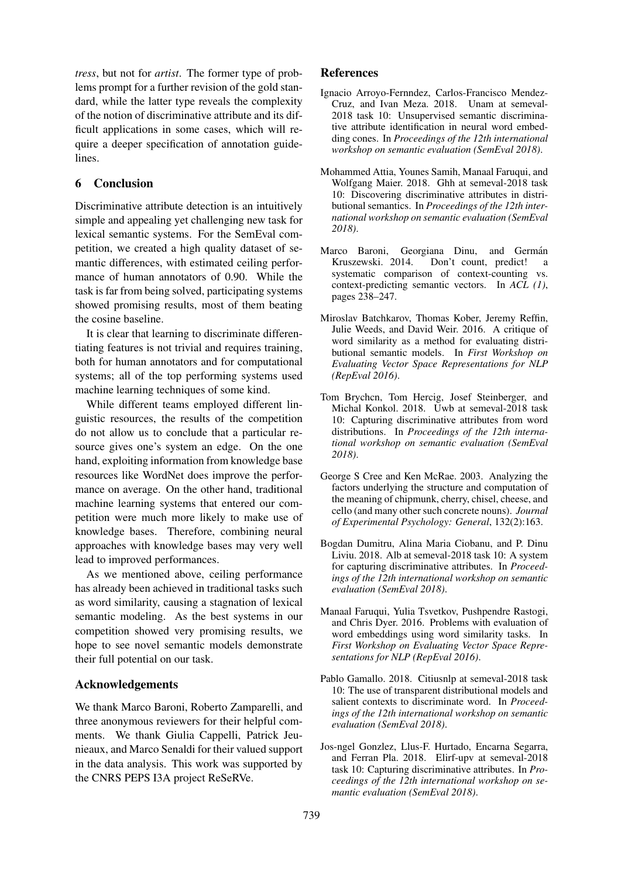*tress*, but not for *artist*. The former type of problems prompt for a further revision of the gold standard, while the latter type reveals the complexity of the notion of discriminative attribute and its difficult applications in some cases, which will require a deeper specification of annotation guidelines.

## 6 Conclusion

Discriminative attribute detection is an intuitively simple and appealing yet challenging new task for lexical semantic systems. For the SemEval competition, we created a high quality dataset of semantic differences, with estimated ceiling performance of human annotators of 0.90. While the task is far from being solved, participating systems showed promising results, most of them beating the cosine baseline.

It is clear that learning to discriminate differentiating features is not trivial and requires training, both for human annotators and for computational systems; all of the top performing systems used machine learning techniques of some kind.

While different teams employed different linguistic resources, the results of the competition do not allow us to conclude that a particular resource gives one's system an edge. On the one hand, exploiting information from knowledge base resources like WordNet does improve the performance on average. On the other hand, traditional machine learning systems that entered our competition were much more likely to make use of knowledge bases. Therefore, combining neural approaches with knowledge bases may very well lead to improved performances.

As we mentioned above, ceiling performance has already been achieved in traditional tasks such as word similarity, causing a stagnation of lexical semantic modeling. As the best systems in our competition showed very promising results, we hope to see novel semantic models demonstrate their full potential on our task.

## Acknowledgements

We thank Marco Baroni, Roberto Zamparelli, and three anonymous reviewers for their helpful comments. We thank Giulia Cappelli, Patrick Jeunieaux, and Marco Senaldi for their valued support in the data analysis. This work was supported by the CNRS PEPS I3A project ReSeRVe.

## References

Ignacio Arroyo-Fernndez, Carlos-Francisco Mendez-Cruz, and Ivan Meza. 2018. Unam at semeval-2018 task 10: Unsupervised semantic discriminative attribute identification in neural word embedding cones. In *Proceedings of the 12th international workshop on semantic evaluation (SemEval 2018)*.

Mohammed Attia, Younes Samih, Manaal Faruqui, and Wolfgang Maier. 2018. Ghh at semeval-2018 task 10: Discovering discriminative attributes in distributional semantics. In *Proceedings of the 12th international workshop on semantic evaluation (SemEval 2018)*.

Marco Baroni, Georgiana Dinu, and Germán Kruszewski. 2014. Don't count, predict! a systematic comparison of context-counting vs. context-predicting semantic vectors. In *ACL (1)*, pages 238–247.

Miroslav Batchkarov, Thomas Kober, Jeremy Reffin, Julie Weeds, and David Weir. 2016. A critique of word similarity as a method for evaluating distributional semantic models. In *First Workshop on Evaluating Vector Space Representations for NLP (RepEval 2016)*.

Tom Brychcn, Tom Hercig, Josef Steinberger, and Michal Konkol. 2018. Uwb at semeval-2018 task 10: Capturing discriminative attributes from word distributions. In *Proceedings of the 12th international workshop on semantic evaluation (SemEval 2018)*.

George S Cree and Ken McRae. 2003. Analyzing the factors underlying the structure and computation of the meaning of chipmunk, cherry, chisel, cheese, and cello (and many other such concrete nouns). *Journal of Experimental Psychology: General*, 132(2):163.

Bogdan Dumitru, Alina Maria Ciobanu, and P. Dinu Liviu. 2018. Alb at semeval-2018 task 10: A system for capturing discriminative attributes. In *Proceedings of the 12th international workshop on semantic evaluation (SemEval 2018)*.

Manaal Faruqui, Yulia Tsvetkov, Pushpendre Rastogi, and Chris Dyer. 2016. Problems with evaluation of word embeddings using word similarity tasks. In *First Workshop on Evaluating Vector Space Representations for NLP (RepEval 2016)*.

Pablo Gamallo. 2018. Citiusnlp at semeval-2018 task 10: The use of transparent distributional models and salient contexts to discriminate word. In *Proceedings of the 12th international workshop on semantic evaluation (SemEval 2018)*.

Jos-ngel Gonzlez, Llus-F. Hurtado, Encarna Segarra, and Ferran Pla. 2018. Elirf-upv at semeval-2018 task 10: Capturing discriminative attributes. In *Proceedings of the 12th international workshop on semantic evaluation (SemEval 2018)*.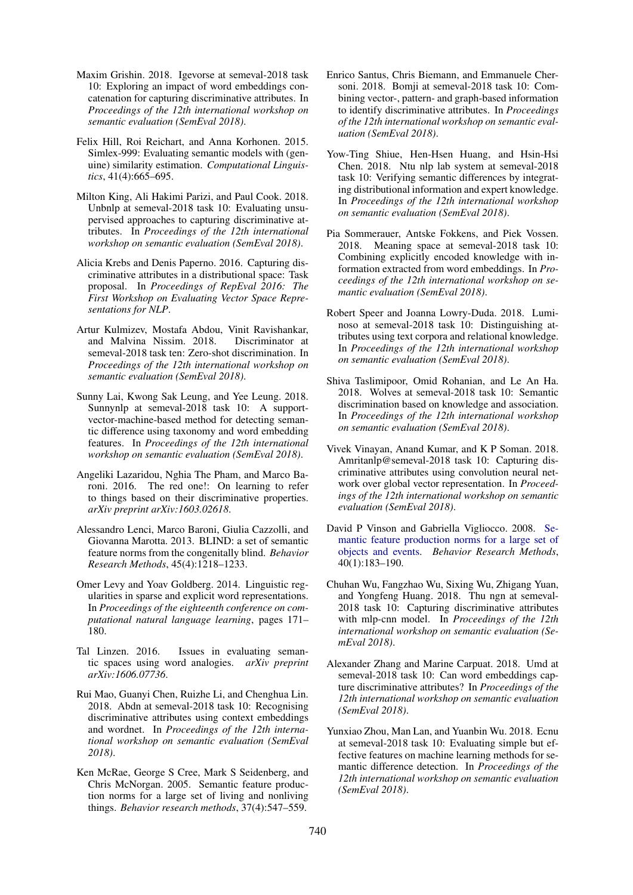Maxim Grishin. 2018. Igevorse at semeval-2018 task 10: Exploring an impact of word embeddings concatenation for capturing discriminative attributes. In *Proceedings of the 12th international workshop on semantic evaluation (SemEval 2018)*.

Felix Hill, Roi Reichart, and Anna Korhonen. 2015. Simlex-999: Evaluating semantic models with (genuine) similarity estimation. *Computational Linguistics*, 41(4):665–695.

Milton King, Ali Hakimi Parizi, and Paul Cook. 2018. Unbnlp at semeval-2018 task 10: Evaluating unsupervised approaches to capturing discriminative attributes. In *Proceedings of the 12th international workshop on semantic evaluation (SemEval 2018)*.

Alicia Krebs and Denis Paperno. 2016. Capturing discriminative attributes in a distributional space: Task proposal. In *Proceedings of RepEval 2016: The First Workshop on Evaluating Vector Space Representations for NLP*.

Artur Kulmizev, Mostafa Abdou, Vinit Ravishankar, and Malvina Nissim. 2018. Discriminator at semeval-2018 task ten: Zero-shot discrimination. In *Proceedings of the 12th international workshop on semantic evaluation (SemEval 2018)*.

Sunny Lai, Kwong Sak Leung, and Yee Leung. 2018. Sunnynlp at semeval-2018 task 10: A support-vector-machine-based method for detecting semantic difference using taxonomy and word embedding features. In *Proceedings of the 12th international workshop on semantic evaluation (SemEval 2018)*.

Angeliki Lazaridou, Nghia The Pham, and Marco Baroni. 2016. The red one!: On learning to refer to things based on their discriminative properties. *arXiv preprint arXiv:1603.02618*.

Alessandro Lenci, Marco Baroni, Giulia Cazzolli, and Giovanna Marotta. 2013. BLIND: a set of semantic feature norms from the congenitally blind. *Behavior Research Methods*, 45(4):1218–1233.

Omer Levy and Yoav Goldberg. 2014. Linguistic regularities in sparse and explicit word representations. In *Proceedings of the eighteenth conference on computational natural language learning*, pages 171–180.

Tal Linzen. 2016. Issues in evaluating semantic spaces using word analogies. *arXiv preprint arXiv:1606.07736*.

Rui Mao, Guanyi Chen, Ruizhe Li, and Chenghua Lin. 2018. Abdn at semeval-2018 task 10: Recognising discriminative attributes using context embeddings and wordnet. In *Proceedings of the 12th international workshop on semantic evaluation (SemEval 2018)*.

Ken McRae, George S Cree, Mark S Seidenberg, and Chris McNorgan. 2005. Semantic feature production norms for a large set of living and nonliving things. *Behavior research methods*, 37(4):547–559.

Enrico Santus, Chris Biemann, and Emmanuele Chersoni. 2018. Bomji at semeval-2018 task 10: Combining vector-, pattern- and graph-based information to identify discriminative attributes. In *Proceedings of the 12th international workshop on semantic evaluation (SemEval 2018)*.

Yow-Ting Shiue, Hen-Hsen Huang, and Hsin-Hsi Chen. 2018. Ntu nlp lab system at semeval-2018 task 10: Verifying semantic differences by integrating distributional information and expert knowledge. In *Proceedings of the 12th international workshop on semantic evaluation (SemEval 2018)*.

Pia Sommerauer, Antske Fokkens, and Piek Vossen. 2018. Meaning space at semeval-2018 task 10: Combining explicitly encoded knowledge with information extracted from word embeddings. In *Proceedings of the 12th international workshop on semantic evaluation (SemEval 2018)*.

Robert Speer and Joanna Lowry-Duda. 2018. Luminoso at semeval-2018 task 10: Distinguishing attributes using text corpora and relational knowledge. In *Proceedings of the 12th international workshop on semantic evaluation (SemEval 2018)*.

Shiva Taslimipoor, Omid Rohanian, and Le An Ha. 2018. Wolves at semeval-2018 task 10: Semantic discrimination based on knowledge and association. In *Proceedings of the 12th international workshop on semantic evaluation (SemEval 2018)*.

Vivek Vinayan, Anand Kumar, and K P Soman. 2018. Amritanlp@semeval-2018 task 10: Capturing discriminative attributes using convolution neural network over global vector representation. In *Proceedings of the 12th international workshop on semantic evaluation (SemEval 2018)*.

David P Vinson and Gabriella Vigliocco. 2008. Semantic feature production norms for a large set of objects and events. *Behavior Research Methods*, 40(1):183–190.

Chuhan Wu, Fangzhao Wu, Sixing Wu, Zhigang Yuan, and Yongfeng Huang. 2018. Thu ngn at semeval-2018 task 10: Capturing discriminative attributes with mlp-cnn model. In *Proceedings of the 12th international workshop on semantic evaluation (SemEval 2018)*.

Alexander Zhang and Marine Carpuat. 2018. Umd at semeval-2018 task 10: Can word embeddings capture discriminative attributes? In *Proceedings of the 12th international workshop on semantic evaluation (SemEval 2018)*.

Yunxiao Zhou, Man Lan, and Yuanbin Wu. 2018. Ecnu at semeval-2018 task 10: Evaluating simple but effective features on machine learning methods for semantic difference detection. In *Proceedings of the 12th international workshop on semantic evaluation (SemEval 2018)*.